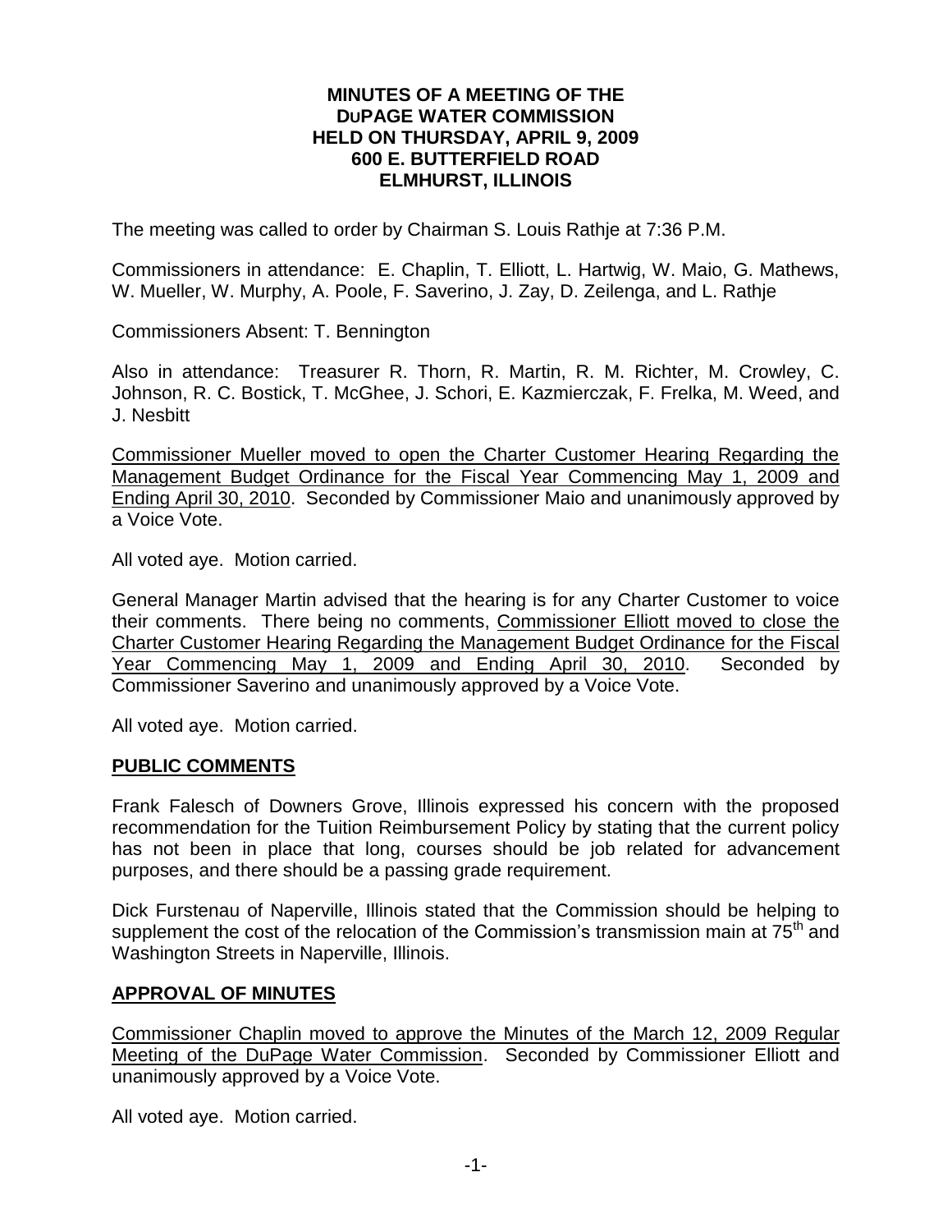**MINUTES OF A MEETING OF THE DuPAGE WATER COMMISSION HELD ON THURSDAY, APRIL 9, 2009 600 E. BUTTERFIELD ROAD ELMHURST, ILLINOIS**

The meeting was called to order by Chairman S. Louis Rathje at 7:36 P.M.

Commissioners in attendance: E. Chaplin, T. Elliott, L. Hartwig, W. Maio, G. Mathews, W. Mueller, W. Murphy, A. Poole, F. Saverino, J. Zay, D. Zeilenga, and L. Rathje

Commissioners Absent: T. Bennington

Also in attendance: Treasurer R. Thorn, R. Martin, R. M. Richter, M. Crowley, C. Johnson, R. C. Bostick, T. McGhee, J. Schori, E. Kazmierczak, F. Frelka, M. Weed, and J. Nesbitt

Commissioner Mueller moved to open the Charter Customer Hearing Regarding the Management Budget Ordinance for the Fiscal Year Commencing May 1, 2009 and Ending April 30, 2010. Seconded by Commissioner Maio and unanimously approved by a Voice Vote.

All voted aye. Motion carried.

General Manager Martin advised that the hearing is for any Charter Customer to voice their comments. There being no comments, Commissioner Elliott moved to close the Charter Customer Hearing Regarding the Management Budget Ordinance for the Fiscal Year Commencing May 1, 2009 and Ending April 30, 2010. Seconded by Commissioner Saverino and unanimously approved by a Voice Vote.

All voted aye. Motion carried.

## PUBLIC COMMENTS

Frank Falesch of Downers Grove, Illinois expressed his concern with the proposed recommendation for the Tuition Reimbursement Policy by stating that the current policy has not been in place that long, courses should be job related for advancement purposes, and there should be a passing grade requirement.

Dick Furstenau of Naperville, Illinois stated that the Commission should be helping to supplement the cost of the relocation of the Commission's transmission main at 75th and Washington Streets in Naperville, Illinois.

## APPROVAL OF MINUTES

Commissioner Chaplin moved to approve the Minutes of the March 12, 2009 Regular Meeting of the DuPage Water Commission. Seconded by Commissioner Elliott and unanimously approved by a Voice Vote.

All voted aye. Motion carried.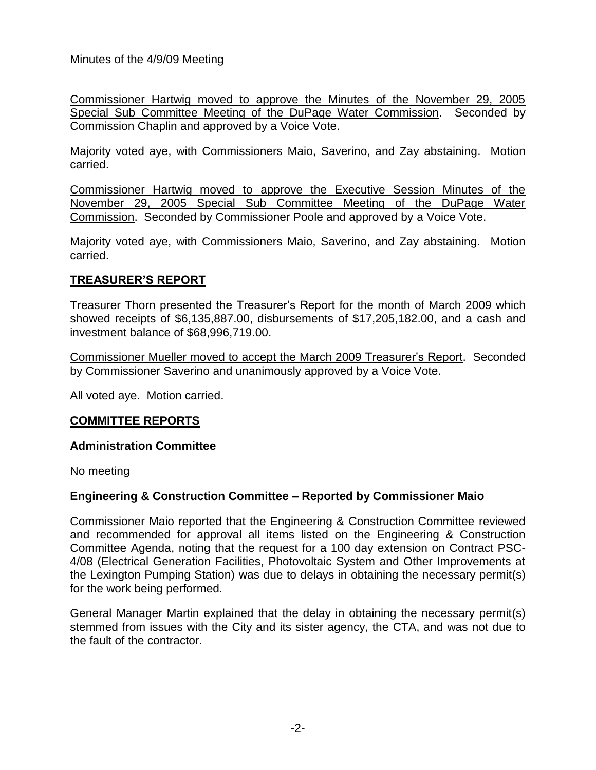Minutes of the 4/9/09 Meeting

<u>Commissioner Hartwig moved to approve the Minutes of the November 29, 2005 Special Sub Committee Meeting of the DuPage Water Commission</u>. Seconded by Commission Chaplin and approved by a Voice Vote.

Majority voted aye, with Commissioners Maio, Saverino, and Zay abstaining. Motion carried.

<u>Commissioner Hartwig moved to approve the Executive Session Minutes of the November 29, 2005 Special Sub Committee Meeting of the DuPage Water Commission</u>. Seconded by Commissioner Poole and approved by a Voice Vote.

Majority voted aye, with Commissioners Maio, Saverino, and Zay abstaining. Motion carried.

## TREASURER'S REPORT

Treasurer Thorn presented the Treasurer's Report for the month of March 2009 which showed receipts of $6,135,887.00, disbursements of $17,205,182.00, and a cash and investment balance of $68,996,719.00.

<u>Commissioner Mueller moved to accept the March 2009 Treasurer's Report</u>. Seconded by Commissioner Saverino and unanimously approved by a Voice Vote.

All voted aye. Motion carried.

## COMMITTEE REPORTS

### Administration Committee

No meeting

### Engineering & Construction Committee – Reported by Commissioner Maio

Commissioner Maio reported that the Engineering & Construction Committee reviewed and recommended for approval all items listed on the Engineering & Construction Committee Agenda, noting that the request for a 100 day extension on Contract PSC-4/08 (Electrical Generation Facilities, Photovoltaic System and Other Improvements at the Lexington Pumping Station) was due to delays in obtaining the necessary permit(s) for the work being performed.

General Manager Martin explained that the delay in obtaining the necessary permit(s) stemmed from issues with the City and its sister agency, the CTA, and was not due to the fault of the contractor.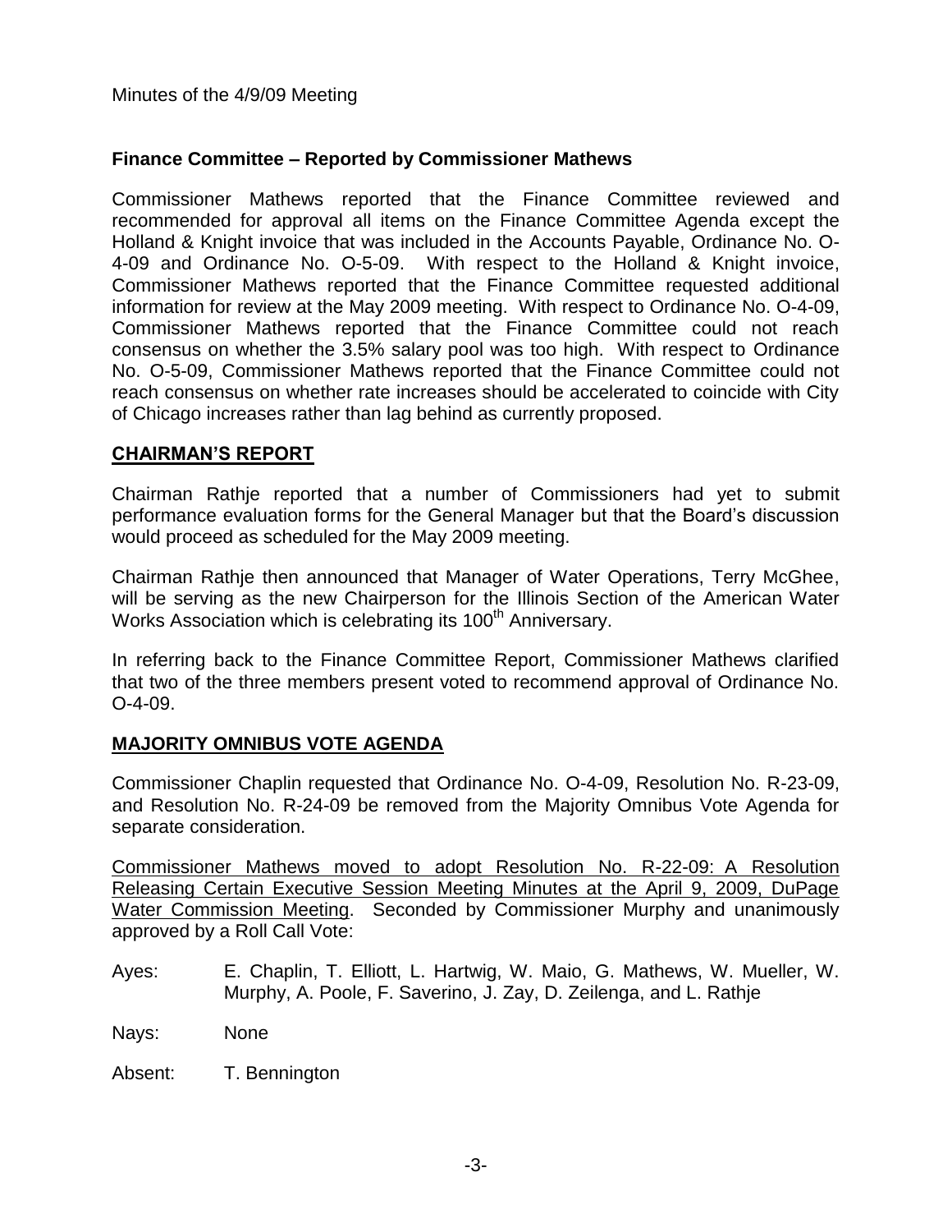Minutes of the 4/9/09 Meeting

**Finance Committee – Reported by Commissioner Mathews**

Commissioner Mathews reported that the Finance Committee reviewed and recommended for approval all items on the Finance Committee Agenda except the Holland & Knight invoice that was included in the Accounts Payable, Ordinance No. O-4-09 and Ordinance No. O-5-09. With respect to the Holland & Knight invoice, Commissioner Mathews reported that the Finance Committee requested additional information for review at the May 2009 meeting. With respect to Ordinance No. O-4-09, Commissioner Mathews reported that the Finance Committee could not reach consensus on whether the 3.5% salary pool was too high. With respect to Ordinance No. O-5-09, Commissioner Mathews reported that the Finance Committee could not reach consensus on whether rate increases should be accelerated to coincide with City of Chicago increases rather than lag behind as currently proposed.

## CHAIRMAN'S REPORT

Chairman Rathje reported that a number of Commissioners had yet to submit performance evaluation forms for the General Manager but that the Board's discussion would proceed as scheduled for the May 2009 meeting.

Chairman Rathje then announced that Manager of Water Operations, Terry McGhee, will be serving as the new Chairperson for the Illinois Section of the American Water Works Association which is celebrating its 100th Anniversary.

In referring back to the Finance Committee Report, Commissioner Mathews clarified that two of the three members present voted to recommend approval of Ordinance No. O-4-09.

## MAJORITY OMNIBUS VOTE AGENDA

Commissioner Chaplin requested that Ordinance No. O-4-09, Resolution No. R-23-09, and Resolution No. R-24-09 be removed from the Majority Omnibus Vote Agenda for separate consideration.

Commissioner Mathews moved to adopt Resolution No. R-22-09: A Resolution Releasing Certain Executive Session Meeting Minutes at the April 9, 2009, DuPage Water Commission Meeting. Seconded by Commissioner Murphy and unanimously approved by a Roll Call Vote:

Ayes: E. Chaplin, T. Elliott, L. Hartwig, W. Maio, G. Mathews, W. Mueller, W. Murphy, A. Poole, F. Saverino, J. Zay, D. Zeilenga, and L. Rathje

Nays: None

Absent: T. Bennington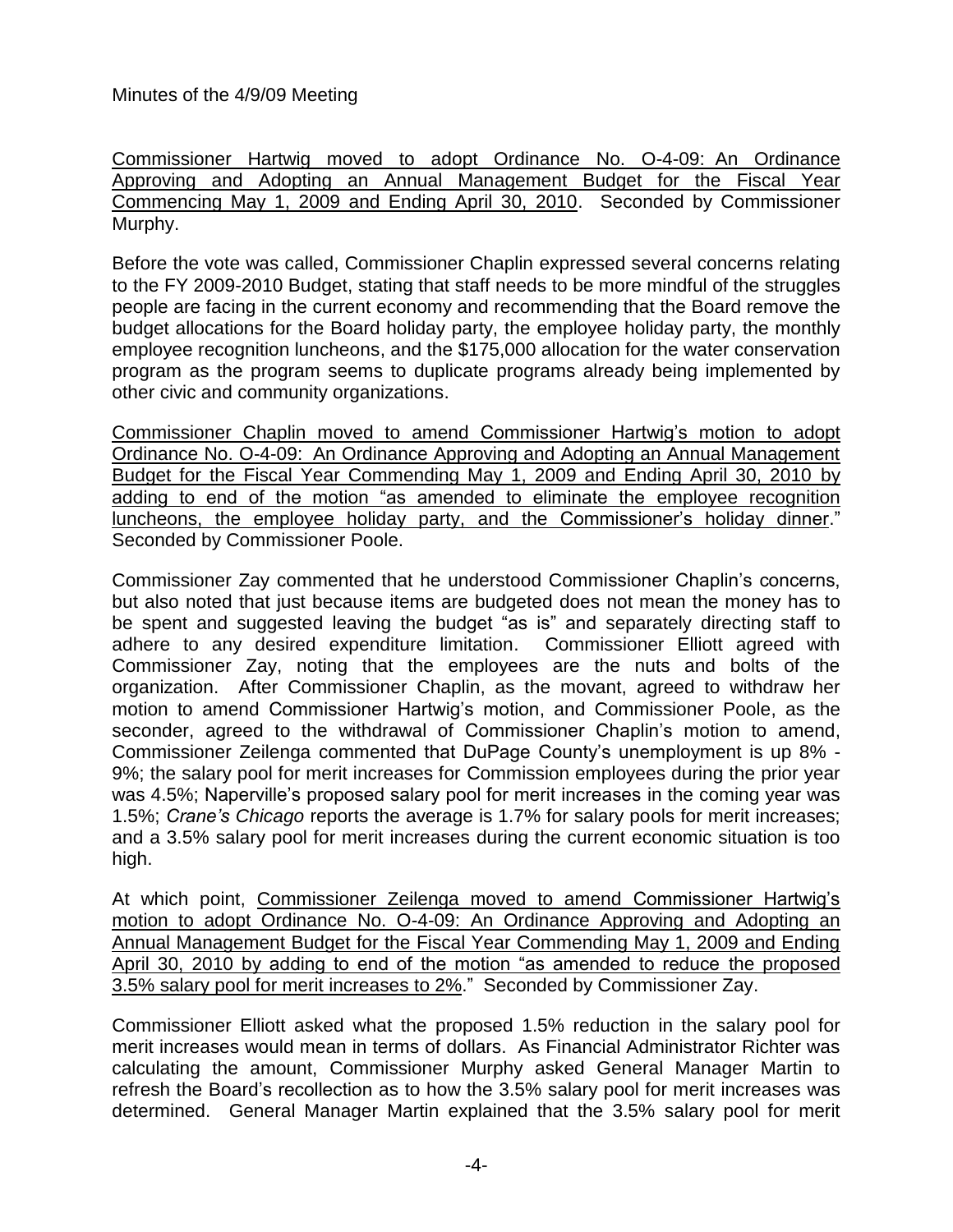Minutes of the 4/9/09 Meeting

Commissioner Hartwig moved to adopt Ordinance No. O-4-09: An Ordinance Approving and Adopting an Annual Management Budget for the Fiscal Year Commencing May 1, 2009 and Ending April 30, 2010. Seconded by Commissioner Murphy.

Before the vote was called, Commissioner Chaplin expressed several concerns relating to the FY 2009-2010 Budget, stating that staff needs to be more mindful of the struggles people are facing in the current economy and recommending that the Board remove the budget allocations for the Board holiday party, the employee holiday party, the monthly employee recognition luncheons, and the $175,000 allocation for the water conservation program as the program seems to duplicate programs already being implemented by other civic and community organizations.

Commissioner Chaplin moved to amend Commissioner Hartwig's motion to adopt Ordinance No. O-4-09: An Ordinance Approving and Adopting an Annual Management Budget for the Fiscal Year Commending May 1, 2009 and Ending April 30, 2010 by adding to end of the motion "as amended to eliminate the employee recognition luncheons, the employee holiday party, and the Commissioner's holiday dinner." Seconded by Commissioner Poole.

Commissioner Zay commented that he understood Commissioner Chaplin's concerns, but also noted that just because items are budgeted does not mean the money has to be spent and suggested leaving the budget "as is" and separately directing staff to adhere to any desired expenditure limitation. Commissioner Elliott agreed with Commissioner Zay, noting that the employees are the nuts and bolts of the organization. After Commissioner Chaplin, as the movant, agreed to withdraw her motion to amend Commissioner Hartwig's motion, and Commissioner Poole, as the seconder, agreed to the withdrawal of Commissioner Chaplin's motion to amend, Commissioner Zeilenga commented that DuPage County's unemployment is up 8% - 9%; the salary pool for merit increases for Commission employees during the prior year was 4.5%; Naperville's proposed salary pool for merit increases in the coming year was 1.5%; *Crane's Chicago* reports the average is 1.7% for salary pools for merit increases; and a 3.5% salary pool for merit increases during the current economic situation is too high.

At which point, Commissioner Zeilenga moved to amend Commissioner Hartwig's motion to adopt Ordinance No. O-4-09: An Ordinance Approving and Adopting an Annual Management Budget for the Fiscal Year Commending May 1, 2009 and Ending April 30, 2010 by adding to end of the motion "as amended to reduce the proposed 3.5% salary pool for merit increases to 2%." Seconded by Commissioner Zay.

Commissioner Elliott asked what the proposed 1.5% reduction in the salary pool for merit increases would mean in terms of dollars. As Financial Administrator Richter was calculating the amount, Commissioner Murphy asked General Manager Martin to refresh the Board's recollection as to how the 3.5% salary pool for merit increases was determined. General Manager Martin explained that the 3.5% salary pool for merit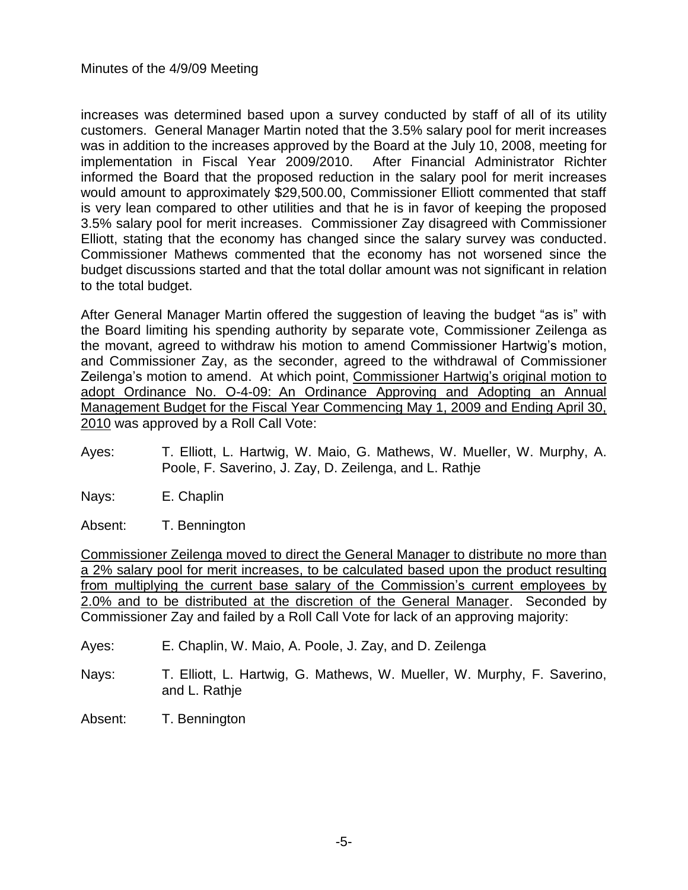increases was determined based upon a survey conducted by staff of all of its utility customers. General Manager Martin noted that the 3.5% salary pool for merit increases was in addition to the increases approved by the Board at the July 10, 2008, meeting for implementation in Fiscal Year 2009/2010. After Financial Administrator Richter informed the Board that the proposed reduction in the salary pool for merit increases would amount to approximately $29,500.00, Commissioner Elliott commented that staff is very lean compared to other utilities and that he is in favor of keeping the proposed 3.5% salary pool for merit increases. Commissioner Zay disagreed with Commissioner Elliott, stating that the economy has changed since the salary survey was conducted. Commissioner Mathews commented that the economy has not worsened since the budget discussions started and that the total dollar amount was not significant in relation to the total budget.

After General Manager Martin offered the suggestion of leaving the budget "as is" with the Board limiting his spending authority by separate vote, Commissioner Zeilenga as the movant, agreed to withdraw his motion to amend Commissioner Hartwig's motion, and Commissioner Zay, as the seconder, agreed to the withdrawal of Commissioner Zeilenga's motion to amend. At which point, <u>Commissioner Hartwig's original motion to adopt Ordinance No. O-4-09: An Ordinance Approving and Adopting an Annual Management Budget for the Fiscal Year Commencing May 1, 2009 and Ending April 30, 2010</u> was approved by a Roll Call Vote:

Ayes: T. Elliott, L. Hartwig, W. Maio, G. Mathews, W. Mueller, W. Murphy, A. Poole, F. Saverino, J. Zay, D. Zeilenga, and L. Rathje

Nays: E. Chaplin

Absent: T. Bennington

<u>Commissioner Zeilenga moved to direct the General Manager to distribute no more than a 2% salary pool for merit increases, to be calculated based upon the product resulting from multiplying the current base salary of the Commission's current employees by 2.0% and to be distributed at the discretion of the General Manager</u>. Seconded by Commissioner Zay and failed by a Roll Call Vote for lack of an approving majority:

Ayes: E. Chaplin, W. Maio, A. Poole, J. Zay, and D. Zeilenga

Nays: T. Elliott, L. Hartwig, G. Mathews, W. Mueller, W. Murphy, F. Saverino, and L. Rathje

Absent: T. Bennington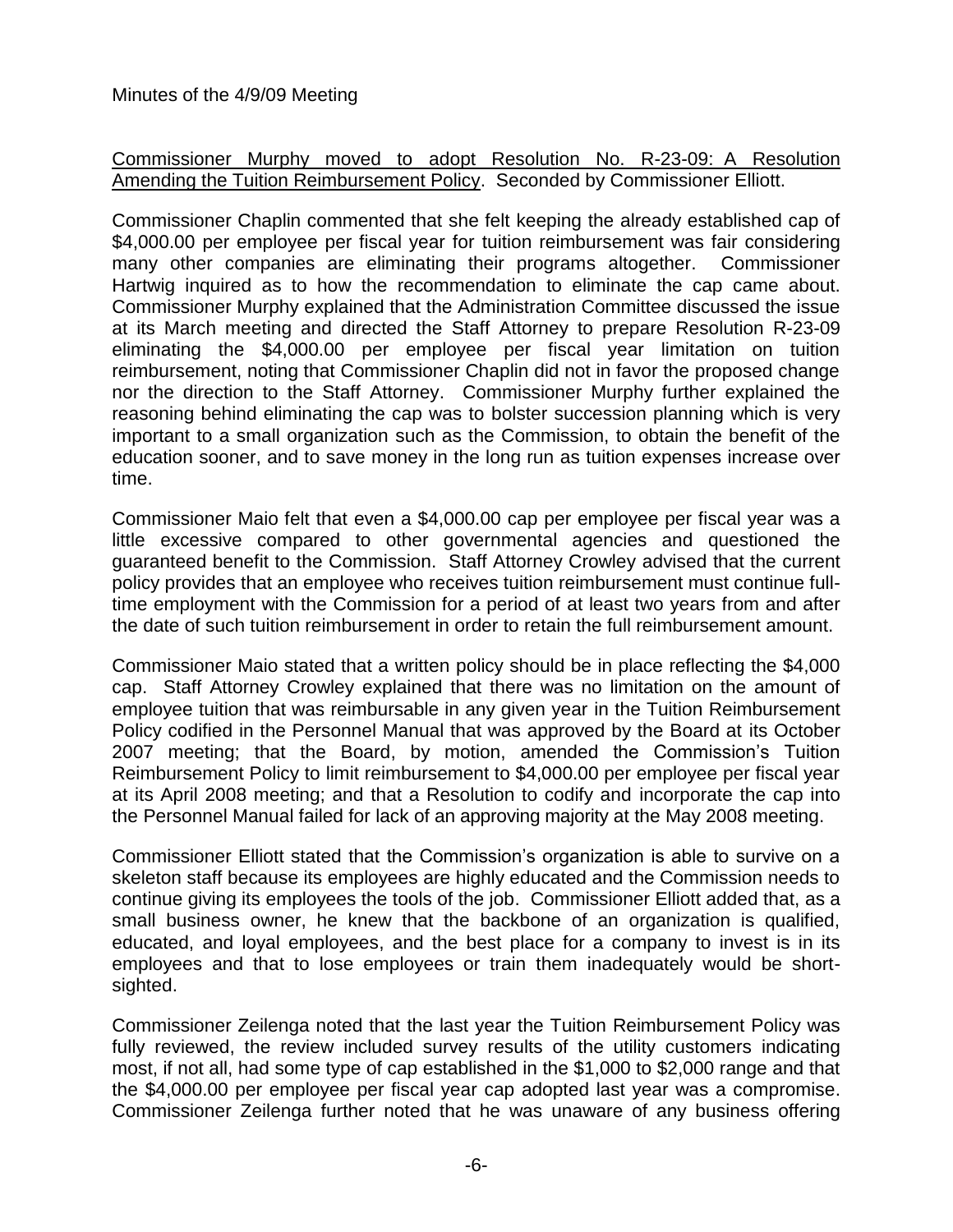Minutes of the 4/9/09 Meeting

<u>Commissioner Murphy moved to adopt Resolution No. R-23-09: A Resolution Amending the Tuition Reimbursement Policy</u>. Seconded by Commissioner Elliott.

Commissioner Chaplin commented that she felt keeping the already established cap of $4,000.00 per employee per fiscal year for tuition reimbursement was fair considering many other companies are eliminating their programs altogether. Commissioner Hartwig inquired as to how the recommendation to eliminate the cap came about. Commissioner Murphy explained that the Administration Committee discussed the issue at its March meeting and directed the Staff Attorney to prepare Resolution R-23-09 eliminating the $4,000.00 per employee per fiscal year limitation on tuition reimbursement, noting that Commissioner Chaplin did not in favor the proposed change nor the direction to the Staff Attorney. Commissioner Murphy further explained the reasoning behind eliminating the cap was to bolster succession planning which is very important to a small organization such as the Commission, to obtain the benefit of the education sooner, and to save money in the long run as tuition expenses increase over time.

Commissioner Maio felt that even a $4,000.00 cap per employee per fiscal year was a little excessive compared to other governmental agencies and questioned the guaranteed benefit to the Commission. Staff Attorney Crowley advised that the current policy provides that an employee who receives tuition reimbursement must continue full-time employment with the Commission for a period of at least two years from and after the date of such tuition reimbursement in order to retain the full reimbursement amount.

Commissioner Maio stated that a written policy should be in place reflecting the $4,000 cap. Staff Attorney Crowley explained that there was no limitation on the amount of employee tuition that was reimbursable in any given year in the Tuition Reimbursement Policy codified in the Personnel Manual that was approved by the Board at its October 2007 meeting; that the Board, by motion, amended the Commission's Tuition Reimbursement Policy to limit reimbursement to $4,000.00 per employee per fiscal year at its April 2008 meeting; and that a Resolution to codify and incorporate the cap into the Personnel Manual failed for lack of an approving majority at the May 2008 meeting.

Commissioner Elliott stated that the Commission's organization is able to survive on a skeleton staff because its employees are highly educated and the Commission needs to continue giving its employees the tools of the job. Commissioner Elliott added that, as a small business owner, he knew that the backbone of an organization is qualified, educated, and loyal employees, and the best place for a company to invest is in its employees and that to lose employees or train them inadequately would be short-sighted.

Commissioner Zeilenga noted that the last year the Tuition Reimbursement Policy was fully reviewed, the review included survey results of the utility customers indicating most, if not all, had some type of cap established in the $1,000 to $2,000 range and that the $4,000.00 per employee per fiscal year cap adopted last year was a compromise. Commissioner Zeilenga further noted that he was unaware of any business offering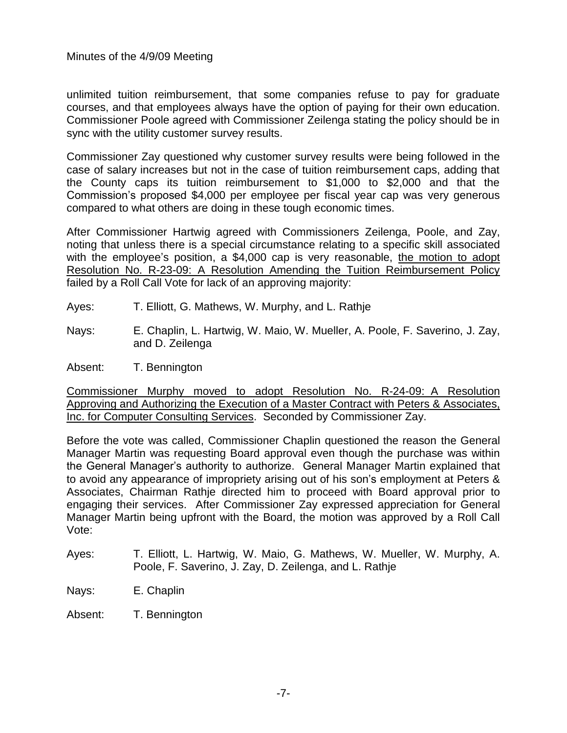unlimited tuition reimbursement, that some companies refuse to pay for graduate courses, and that employees always have the option of paying for their own education. Commissioner Poole agreed with Commissioner Zeilenga stating the policy should be in sync with the utility customer survey results.

Commissioner Zay questioned why customer survey results were being followed in the case of salary increases but not in the case of tuition reimbursement caps, adding that the County caps its tuition reimbursement to $1,000 to $2,000 and that the Commission's proposed $4,000 per employee per fiscal year cap was very generous compared to what others are doing in these tough economic times.

After Commissioner Hartwig agreed with Commissioners Zeilenga, Poole, and Zay, noting that unless there is a special circumstance relating to a specific skill associated with the employee's position, a $4,000 cap is very reasonable, <u>the motion to adopt Resolution No. R-23-09: A Resolution Amending the Tuition Reimbursement Policy</u> failed by a Roll Call Vote for lack of an approving majority:

Ayes: T. Elliott, G. Mathews, W. Murphy, and L. Rathje

Nays: E. Chaplin, L. Hartwig, W. Maio, W. Mueller, A. Poole, F. Saverino, J. Zay, and D. Zeilenga

Absent: T. Bennington

<u>Commissioner Murphy moved to adopt Resolution No. R-24-09: A Resolution Approving and Authorizing the Execution of a Master Contract with Peters & Associates, Inc. for Computer Consulting Services</u>. Seconded by Commissioner Zay.

Before the vote was called, Commissioner Chaplin questioned the reason the General Manager Martin was requesting Board approval even though the purchase was within the General Manager's authority to authorize. General Manager Martin explained that to avoid any appearance of impropriety arising out of his son's employment at Peters & Associates, Chairman Rathje directed him to proceed with Board approval prior to engaging their services. After Commissioner Zay expressed appreciation for General Manager Martin being upfront with the Board, the motion was approved by a Roll Call Vote:

Ayes: T. Elliott, L. Hartwig, W. Maio, G. Mathews, W. Mueller, W. Murphy, A. Poole, F. Saverino, J. Zay, D. Zeilenga, and L. Rathje

Nays: E. Chaplin

Absent: T. Bennington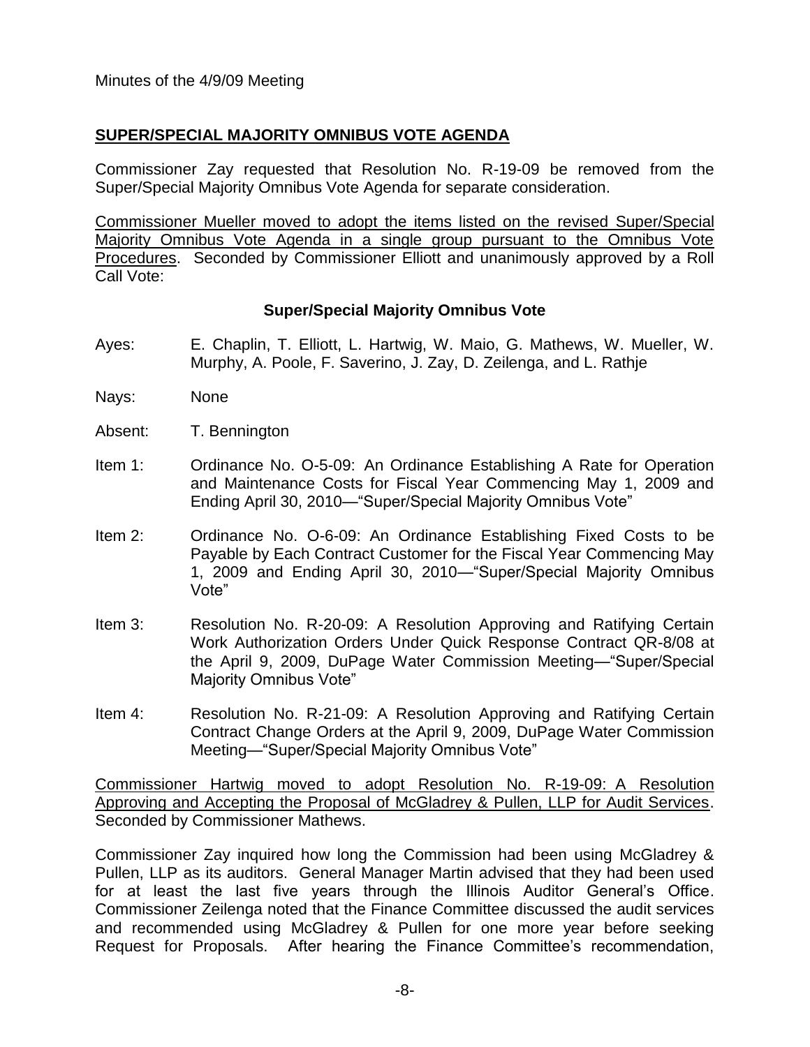Minutes of the 4/9/09 Meeting

## SUPER/SPECIAL MAJORITY OMNIBUS VOTE AGENDA

Commissioner Zay requested that Resolution No. R-19-09 be removed from the Super/Special Majority Omnibus Vote Agenda for separate consideration.

Commissioner Mueller moved to adopt the items listed on the revised Super/Special Majority Omnibus Vote Agenda in a single group pursuant to the Omnibus Vote Procedures. Seconded by Commissioner Elliott and unanimously approved by a Roll Call Vote:

**Super/Special Majority Omnibus Vote**

Ayes: E. Chaplin, T. Elliott, L. Hartwig, W. Maio, G. Mathews, W. Mueller, W. Murphy, A. Poole, F. Saverino, J. Zay, D. Zeilenga, and L. Rathje

Nays: None

Absent: T. Bennington

Item 1: Ordinance No. O-5-09: An Ordinance Establishing A Rate for Operation and Maintenance Costs for Fiscal Year Commencing May 1, 2009 and Ending April 30, 2010—"Super/Special Majority Omnibus Vote"

Item 2: Ordinance No. O-6-09: An Ordinance Establishing Fixed Costs to be Payable by Each Contract Customer for the Fiscal Year Commencing May 1, 2009 and Ending April 30, 2010—"Super/Special Majority Omnibus Vote"

Item 3: Resolution No. R-20-09: A Resolution Approving and Ratifying Certain Work Authorization Orders Under Quick Response Contract QR-8/08 at the April 9, 2009, DuPage Water Commission Meeting—"Super/Special Majority Omnibus Vote"

Item 4: Resolution No. R-21-09: A Resolution Approving and Ratifying Certain Contract Change Orders at the April 9, 2009, DuPage Water Commission Meeting—"Super/Special Majority Omnibus Vote"

Commissioner Hartwig moved to adopt Resolution No. R-19-09: A Resolution Approving and Accepting the Proposal of McGladrey & Pullen, LLP for Audit Services. Seconded by Commissioner Mathews.

Commissioner Zay inquired how long the Commission had been using McGladrey & Pullen, LLP as its auditors. General Manager Martin advised that they had been used for at least the last five years through the Illinois Auditor General's Office. Commissioner Zeilenga noted that the Finance Committee discussed the audit services and recommended using McGladrey & Pullen for one more year before seeking Request for Proposals. After hearing the Finance Committee's recommendation,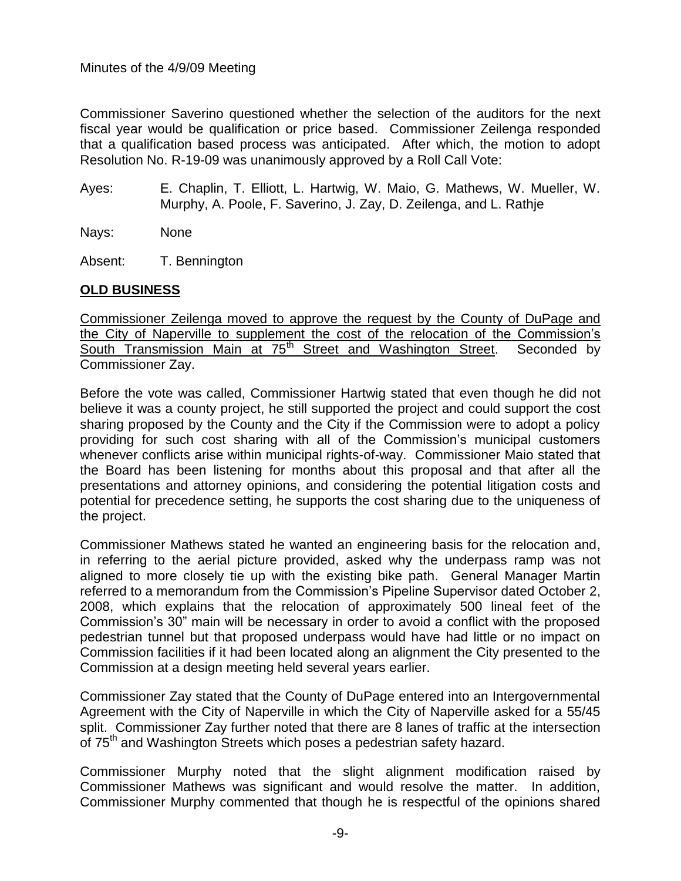Commissioner Saverino questioned whether the selection of the auditors for the next fiscal year would be qualification or price based. Commissioner Zeilenga responded that a qualification based process was anticipated. After which, the motion to adopt Resolution No. R-19-09 was unanimously approved by a Roll Call Vote:

Ayes: E. Chaplin, T. Elliott, L. Hartwig, W. Maio, G. Mathews, W. Mueller, W. Murphy, A. Poole, F. Saverino, J. Zay, D. Zeilenga, and L. Rathje

Nays: None

Absent: T. Bennington

## OLD BUSINESS

Commissioner Zeilenga moved to approve the request by the County of DuPage and the City of Naperville to supplement the cost of the relocation of the Commission's South Transmission Main at 75th Street and Washington Street. Seconded by Commissioner Zay.

Before the vote was called, Commissioner Hartwig stated that even though he did not believe it was a county project, he still supported the project and could support the cost sharing proposed by the County and the City if the Commission were to adopt a policy providing for such cost sharing with all of the Commission's municipal customers whenever conflicts arise within municipal rights-of-way. Commissioner Maio stated that the Board has been listening for months about this proposal and that after all the presentations and attorney opinions, and considering the potential litigation costs and potential for precedence setting, he supports the cost sharing due to the uniqueness of the project.

Commissioner Mathews stated he wanted an engineering basis for the relocation and, in referring to the aerial picture provided, asked why the underpass ramp was not aligned to more closely tie up with the existing bike path. General Manager Martin referred to a memorandum from the Commission's Pipeline Supervisor dated October 2, 2008, which explains that the relocation of approximately 500 lineal feet of the Commission's 30" main will be necessary in order to avoid a conflict with the proposed pedestrian tunnel but that proposed underpass would have had little or no impact on Commission facilities if it had been located along an alignment the City presented to the Commission at a design meeting held several years earlier.

Commissioner Zay stated that the County of DuPage entered into an Intergovernmental Agreement with the City of Naperville in which the City of Naperville asked for a 55/45 split. Commissioner Zay further noted that there are 8 lanes of traffic at the intersection of 75th and Washington Streets which poses a pedestrian safety hazard.

Commissioner Murphy noted that the slight alignment modification raised by Commissioner Mathews was significant and would resolve the matter. In addition, Commissioner Murphy commented that though he is respectful of the opinions shared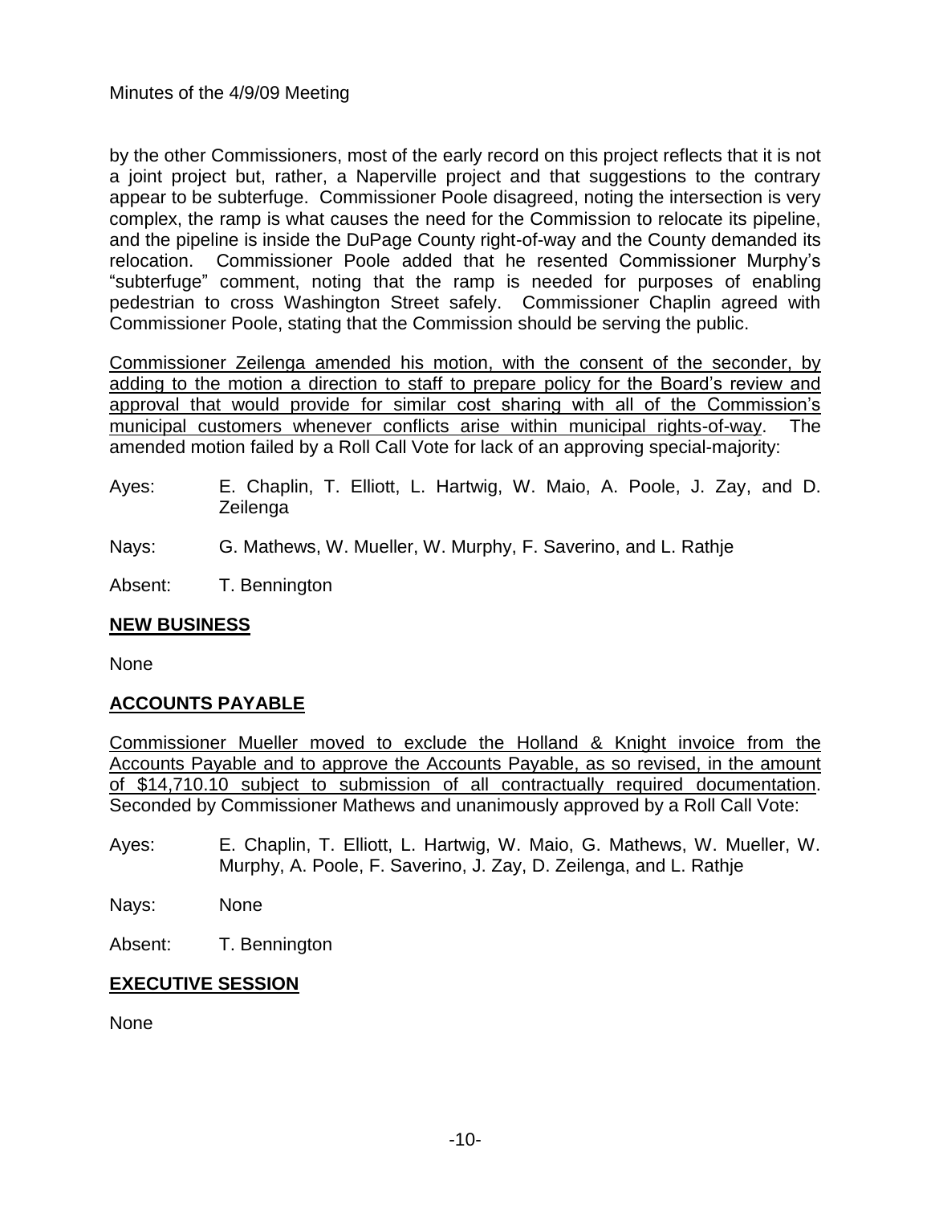by the other Commissioners, most of the early record on this project reflects that it is not a joint project but, rather, a Naperville project and that suggestions to the contrary appear to be subterfuge. Commissioner Poole disagreed, noting the intersection is very complex, the ramp is what causes the need for the Commission to relocate its pipeline, and the pipeline is inside the DuPage County right-of-way and the County demanded its relocation. Commissioner Poole added that he resented Commissioner Murphy's "subterfuge" comment, noting that the ramp is needed for purposes of enabling pedestrian to cross Washington Street safely. Commissioner Chaplin agreed with Commissioner Poole, stating that the Commission should be serving the public.

<u>Commissioner Zeilenga amended his motion, with the consent of the seconder, by adding to the motion a direction to staff to prepare policy for the Board's review and approval that would provide for similar cost sharing with all of the Commission's municipal customers whenever conflicts arise within municipal rights-of-way</u>. The amended motion failed by a Roll Call Vote for lack of an approving special-majority:

Ayes: E. Chaplin, T. Elliott, L. Hartwig, W. Maio, A. Poole, J. Zay, and D. Zeilenga

Nays: G. Mathews, W. Mueller, W. Murphy, F. Saverino, and L. Rathje

Absent: T. Bennington

## NEW BUSINESS

None

## ACCOUNTS PAYABLE

<u>Commissioner Mueller moved to exclude the Holland & Knight invoice from the Accounts Payable and to approve the Accounts Payable, as so revised, in the amount of $14,710.10 subject to submission of all contractually required documentation</u>. Seconded by Commissioner Mathews and unanimously approved by a Roll Call Vote:

Ayes: E. Chaplin, T. Elliott, L. Hartwig, W. Maio, G. Mathews, W. Mueller, W. Murphy, A. Poole, F. Saverino, J. Zay, D. Zeilenga, and L. Rathje

Nays: None

Absent: T. Bennington

## EXECUTIVE SESSION

None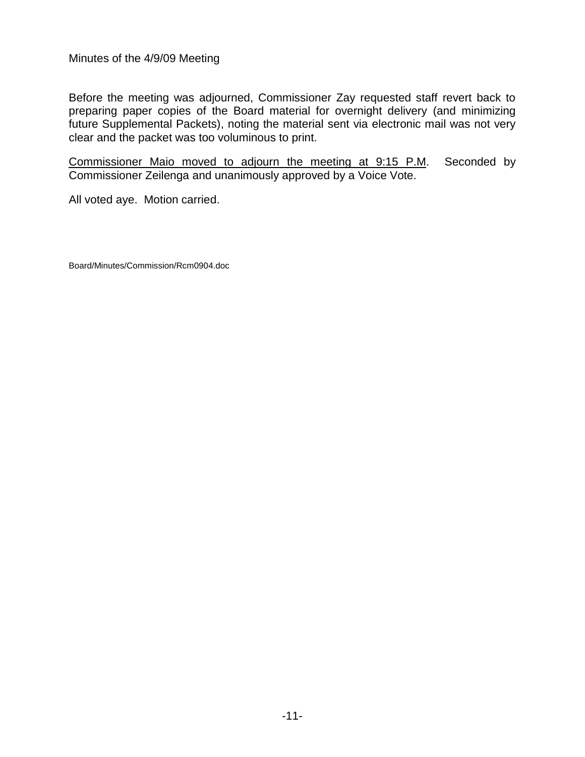Minutes of the 4/9/09 Meeting

Before the meeting was adjourned, Commissioner Zay requested staff revert back to preparing paper copies of the Board material for overnight delivery (and minimizing future Supplemental Packets), noting the material sent via electronic mail was not very clear and the packet was too voluminous to print.

<u>Commissioner Maio moved to adjourn the meeting at 9:15 P.M</u>. Seconded by Commissioner Zeilenga and unanimously approved by a Voice Vote.

All voted aye. Motion carried.

Board/Minutes/Commission/Rcm0904.doc